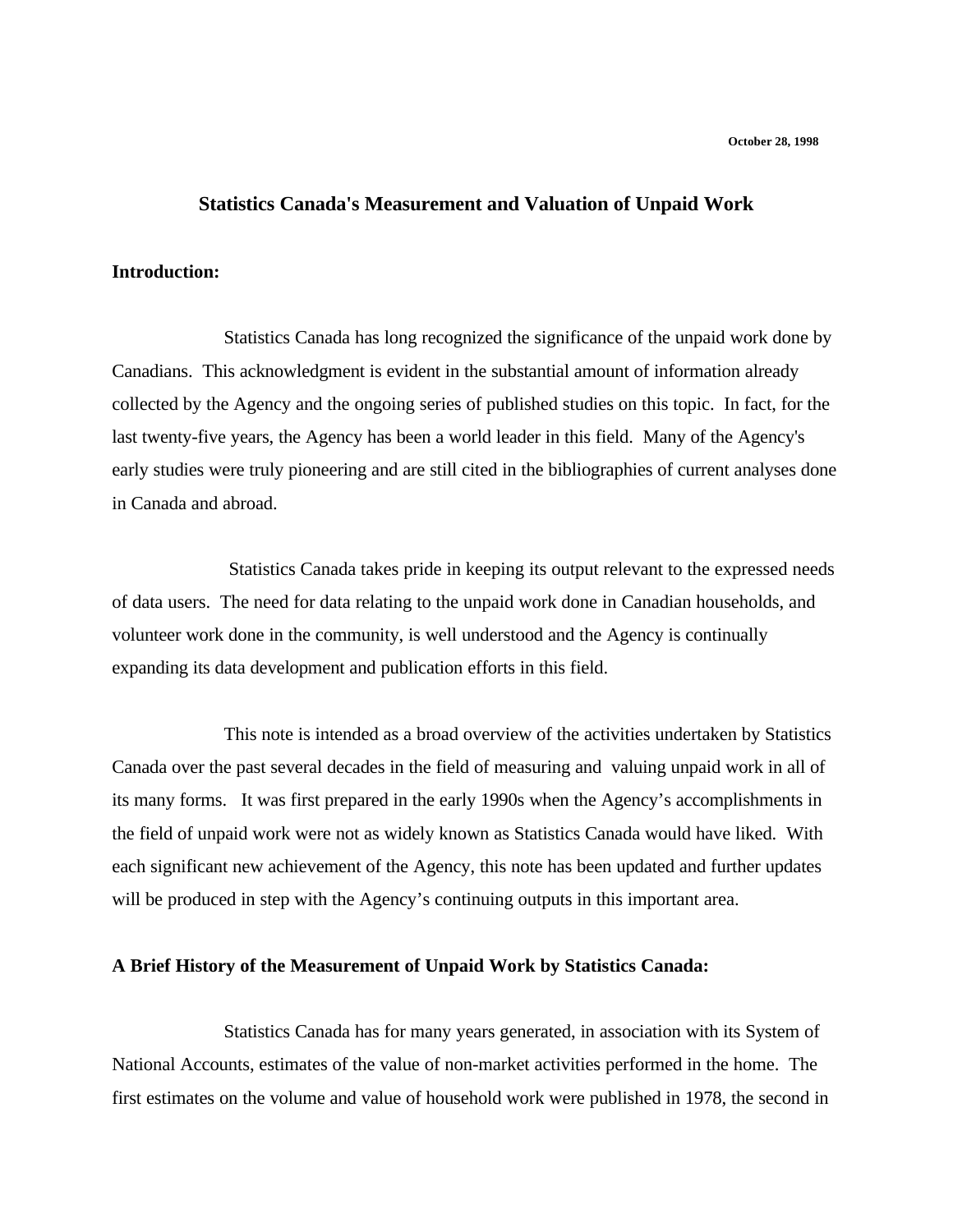**October 28, 1998**

# Statistics Canada's Measurement and Valuation of Unpaid Work

## Introduction:

Statistics Canada has long recognized the significance of the unpaid work done by Canadians. This acknowledgment is evident in the substantial amount of information already collected by the Agency and the ongoing series of published studies on this topic. In fact, for the last twenty-five years, the Agency has been a world leader in this field. Many of the Agency's early studies were truly pioneering and are still cited in the bibliographies of current analyses done in Canada and abroad.

Statistics Canada takes pride in keeping its output relevant to the expressed needs of data users. The need for data relating to the unpaid work done in Canadian households, and volunteer work done in the community, is well understood and the Agency is continually expanding its data development and publication efforts in this field.

This note is intended as a broad overview of the activities undertaken by Statistics Canada over the past several decades in the field of measuring and valuing unpaid work in all of its many forms. It was first prepared in the early 1990s when the Agency's accomplishments in the field of unpaid work were not as widely known as Statistics Canada would have liked. With each significant new achievement of the Agency, this note has been updated and further updates will be produced in step with the Agency's continuing outputs in this important area.

## A Brief History of the Measurement of Unpaid Work by Statistics Canada:

Statistics Canada has for many years generated, in association with its System of National Accounts, estimates of the value of non-market activities performed in the home. The first estimates on the volume and value of household work were published in 1978, the second in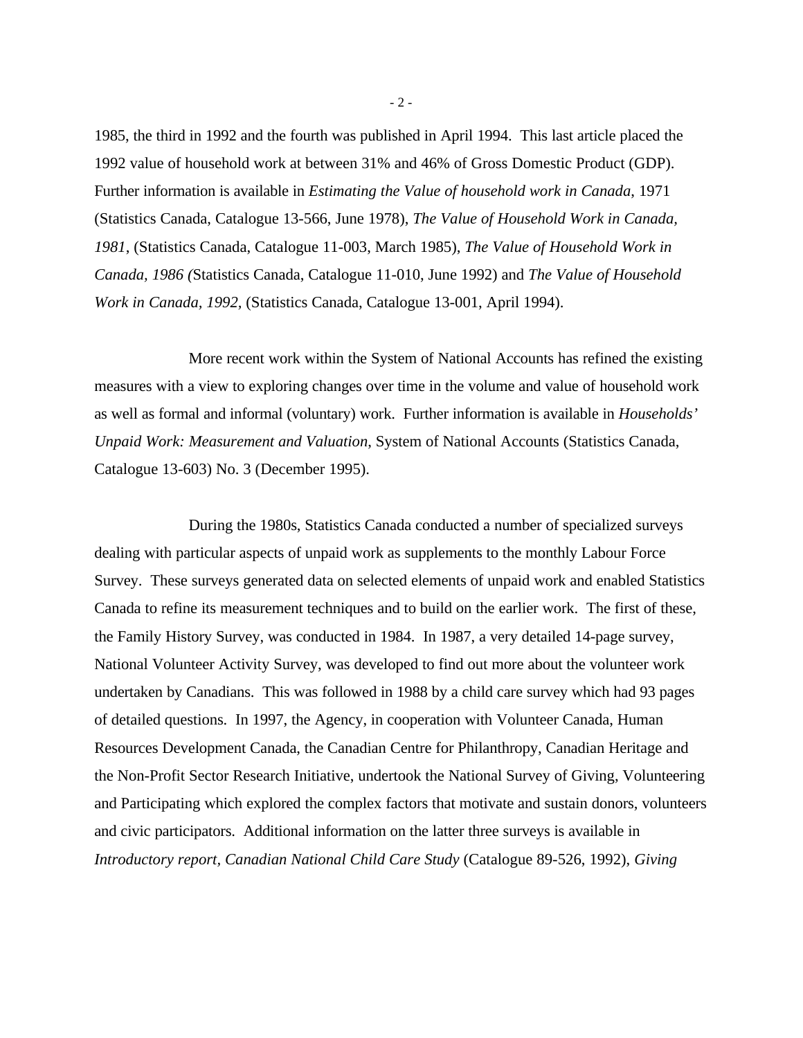1985, the third in 1992 and the fourth was published in April 1994. This last article placed the 1992 value of household work at between 31% and 46% of Gross Domestic Product (GDP). Further information is available in *Estimating the Value of household work in Canada*, 1971 (Statistics Canada, Catalogue 13-566, June 1978), *The Value of Household Work in Canada, 1981*, (Statistics Canada, Catalogue 11-003, March 1985), *The Value of Household Work in Canada, 1986 (*Statistics Canada, Catalogue 11-010, June 1992) and *The Value of Household Work in Canada, 1992,* (Statistics Canada, Catalogue 13-001, April 1994).

More recent work within the System of National Accounts has refined the existing measures with a view to exploring changes over time in the volume and value of household work as well as formal and informal (voluntary) work. Further information is available in *Households' Unpaid Work: Measurement and Valuation*, System of National Accounts (Statistics Canada, Catalogue 13-603) No. 3 (December 1995).

During the 1980s, Statistics Canada conducted a number of specialized surveys dealing with particular aspects of unpaid work as supplements to the monthly Labour Force Survey. These surveys generated data on selected elements of unpaid work and enabled Statistics Canada to refine its measurement techniques and to build on the earlier work. The first of these, the Family History Survey, was conducted in 1984. In 1987, a very detailed 14-page survey, National Volunteer Activity Survey, was developed to find out more about the volunteer work undertaken by Canadians. This was followed in 1988 by a child care survey which had 93 pages of detailed questions. In 1997, the Agency, in cooperation with Volunteer Canada, Human Resources Development Canada, the Canadian Centre for Philanthropy, Canadian Heritage and the Non-Profit Sector Research Initiative, undertook the National Survey of Giving, Volunteering and Participating which explored the complex factors that motivate and sustain donors, volunteers and civic participators. Additional information on the latter three surveys is available in *Introductory report, Canadian National Child Care Study* (Catalogue 89-526, 1992), *Giving*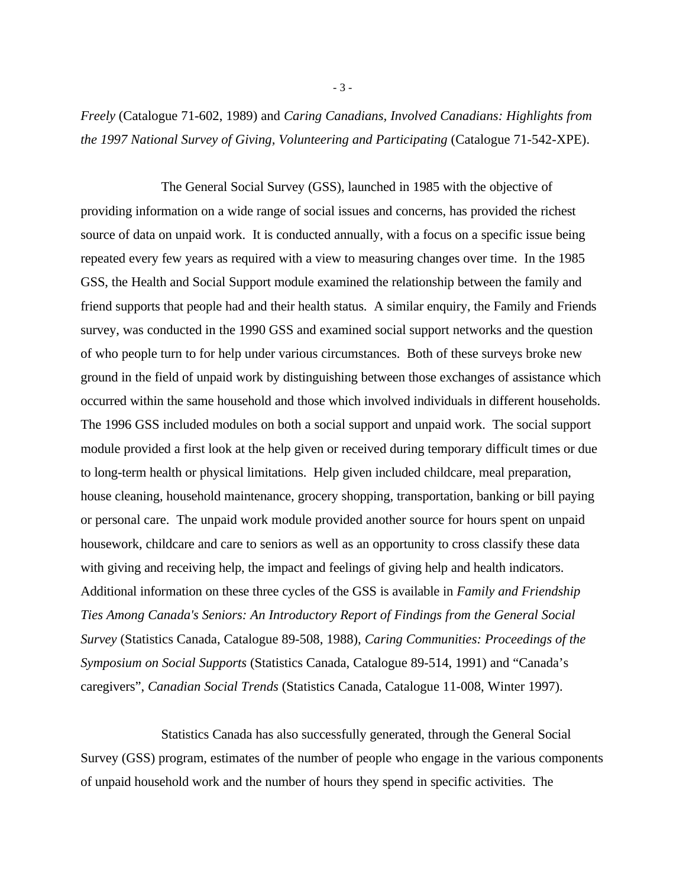*Freely* (Catalogue 71-602, 1989) and *Caring Canadians, Involved Canadians: Highlights from the 1997 National Survey of Giving, Volunteering and Participating* (Catalogue 71-542-XPE).

The General Social Survey (GSS), launched in 1985 with the objective of providing information on a wide range of social issues and concerns, has provided the richest source of data on unpaid work. It is conducted annually, with a focus on a specific issue being repeated every few years as required with a view to measuring changes over time. In the 1985 GSS, the Health and Social Support module examined the relationship between the family and friend supports that people had and their health status. A similar enquiry, the Family and Friends survey, was conducted in the 1990 GSS and examined social support networks and the question of who people turn to for help under various circumstances. Both of these surveys broke new ground in the field of unpaid work by distinguishing between those exchanges of assistance which occurred within the same household and those which involved individuals in different households. The 1996 GSS included modules on both a social support and unpaid work. The social support module provided a first look at the help given or received during temporary difficult times or due to long-term health or physical limitations. Help given included childcare, meal preparation, house cleaning, household maintenance, grocery shopping, transportation, banking or bill paying or personal care. The unpaid work module provided another source for hours spent on unpaid housework, childcare and care to seniors as well as an opportunity to cross classify these data with giving and receiving help, the impact and feelings of giving help and health indicators. Additional information on these three cycles of the GSS is available in *Family and Friendship Ties Among Canada's Seniors: An Introductory Report of Findings from the General Social Survey* (Statistics Canada, Catalogue 89-508, 1988), *Caring Communities: Proceedings of the Symposium on Social Supports* (Statistics Canada, Catalogue 89-514, 1991) and "Canada's caregivers", *Canadian Social Trends* (Statistics Canada, Catalogue 11-008, Winter 1997).

Statistics Canada has also successfully generated, through the General Social Survey (GSS) program, estimates of the number of people who engage in the various components of unpaid household work and the number of hours they spend in specific activities. The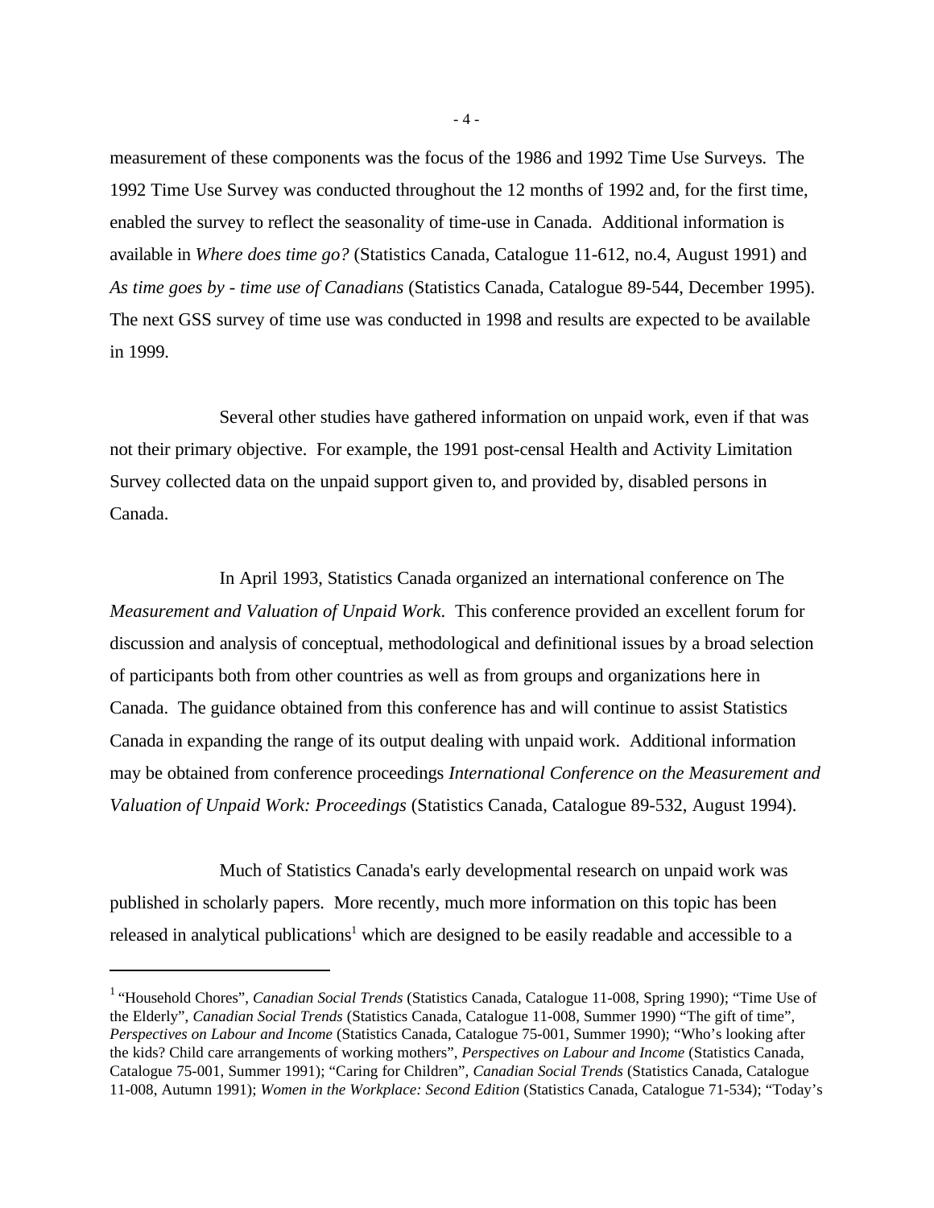measurement of these components was the focus of the 1986 and 1992 Time Use Surveys. The 1992 Time Use Survey was conducted throughout the 12 months of 1992 and, for the first time, enabled the survey to reflect the seasonality of time-use in Canada. Additional information is available in *Where does time go?* (Statistics Canada, Catalogue 11-612, no.4, August 1991) and *As time goes by - time use of Canadians* (Statistics Canada, Catalogue 89-544, December 1995). The next GSS survey of time use was conducted in 1998 and results are expected to be available in 1999.

Several other studies have gathered information on unpaid work, even if that was not their primary objective. For example, the 1991 post-censal Health and Activity Limitation Survey collected data on the unpaid support given to, and provided by, disabled persons in Canada.

In April 1993, Statistics Canada organized an international conference on The *Measurement and Valuation of Unpaid Work*. This conference provided an excellent forum for discussion and analysis of conceptual, methodological and definitional issues by a broad selection of participants both from other countries as well as from groups and organizations here in Canada. The guidance obtained from this conference has and will continue to assist Statistics Canada in expanding the range of its output dealing with unpaid work. Additional information may be obtained from conference proceedings *International Conference on the Measurement and Valuation of Unpaid Work: Proceedings* (Statistics Canada, Catalogue 89-532, August 1994).

Much of Statistics Canada's early developmental research on unpaid work was published in scholarly papers. More recently, much more information on this topic has been released in analytical publications[1] which are designed to be easily readable and accessible to a

---

[1] "Household Chores", *Canadian Social Trends* (Statistics Canada, Catalogue 11-008, Spring 1990); "Time Use of the Elderly", *Canadian Social Trends* (Statistics Canada, Catalogue 11-008, Summer 1990) "The gift of time", *Perspectives on Labour and Income* (Statistics Canada, Catalogue 75-001, Summer 1990); "Who's looking after the kids? Child care arrangements of working mothers", *Perspectives on Labour and Income* (Statistics Canada, Catalogue 75-001, Summer 1991); "Caring for Children", *Canadian Social Trends* (Statistics Canada, Catalogue 11-008, Autumn 1991); *Women in the Workplace: Second Edition* (Statistics Canada, Catalogue 71-534); "Today's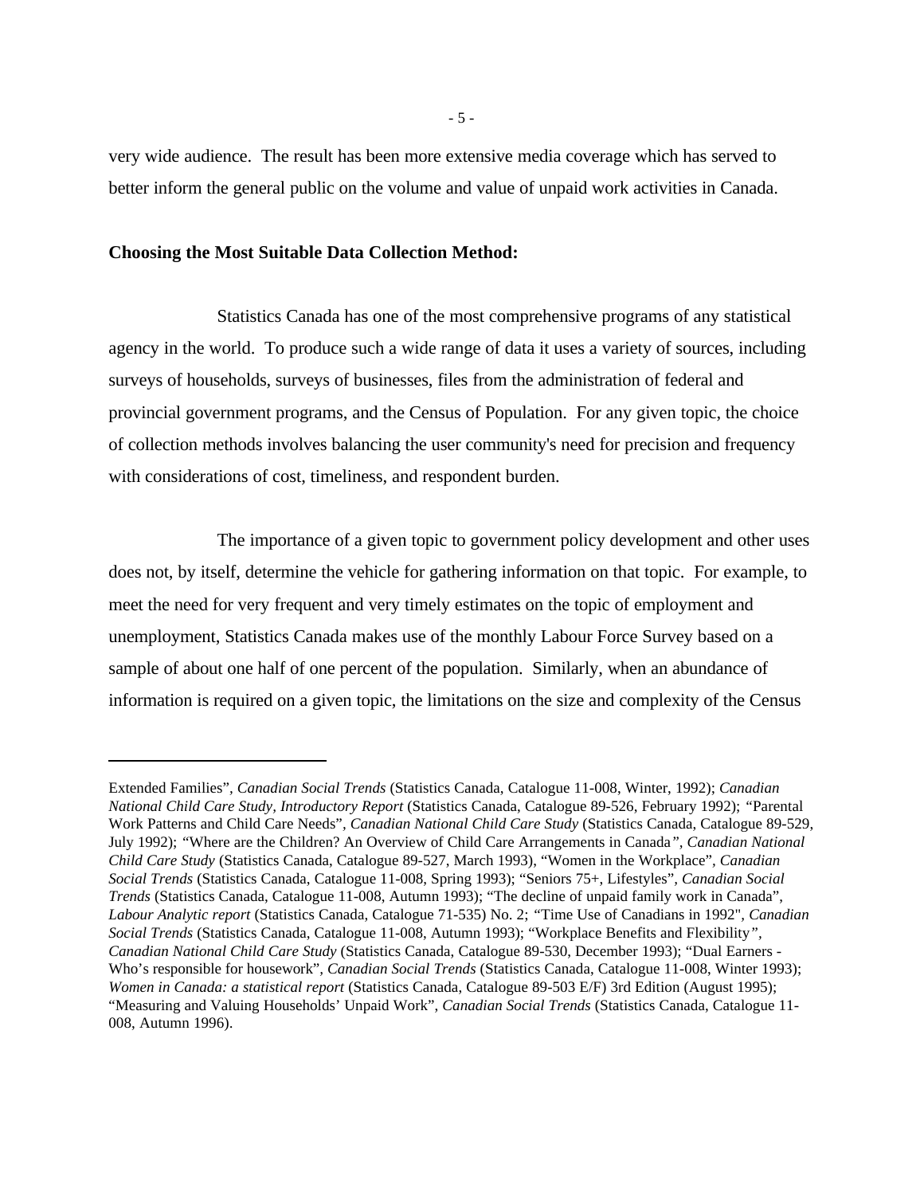very wide audience. The result has been more extensive media coverage which has served to better inform the general public on the volume and value of unpaid work activities in Canada.

**Choosing the Most Suitable Data Collection Method:**

Statistics Canada has one of the most comprehensive programs of any statistical agency in the world. To produce such a wide range of data it uses a variety of sources, including surveys of households, surveys of businesses, files from the administration of federal and provincial government programs, and the Census of Population. For any given topic, the choice of collection methods involves balancing the user community's need for precision and frequency with considerations of cost, timeliness, and respondent burden.

The importance of a given topic to government policy development and other uses does not, by itself, determine the vehicle for gathering information on that topic. For example, to meet the need for very frequent and very timely estimates on the topic of employment and unemployment, Statistics Canada makes use of the monthly Labour Force Survey based on a sample of about one half of one percent of the population. Similarly, when an abundance of information is required on a given topic, the limitations on the size and complexity of the Census

---

Extended Families", *Canadian Social Trends* (Statistics Canada, Catalogue 11-008, Winter, 1992); *Canadian National Child Care Study, Introductory Report* (Statistics Canada, Catalogue 89-526, February 1992); "Parental Work Patterns and Child Care Needs", *Canadian National Child Care Study* (Statistics Canada, Catalogue 89-529, July 1992); "Where are the Children? An Overview of Child Care Arrangements in Canada", *Canadian National Child Care Study* (Statistics Canada, Catalogue 89-527, March 1993), "Women in the Workplace", *Canadian Social Trends* (Statistics Canada, Catalogue 11-008, Spring 1993); "Seniors 75+, Lifestyles", *Canadian Social Trends* (Statistics Canada, Catalogue 11-008, Autumn 1993); "The decline of unpaid family work in Canada", *Labour Analytic report* (Statistics Canada, Catalogue 71-535) No. 2; "Time Use of Canadians in 1992", *Canadian Social Trends* (Statistics Canada, Catalogue 11-008, Autumn 1993); "Workplace Benefits and Flexibility", *Canadian National Child Care Study* (Statistics Canada, Catalogue 89-530, December 1993); "Dual Earners - Who's responsible for housework", *Canadian Social Trends* (Statistics Canada, Catalogue 11-008, Winter 1993); *Women in Canada: a statistical report* (Statistics Canada, Catalogue 89-503 E/F) 3rd Edition (August 1995); "Measuring and Valuing Households' Unpaid Work", *Canadian Social Trends* (Statistics Canada, Catalogue 11-008, Autumn 1996).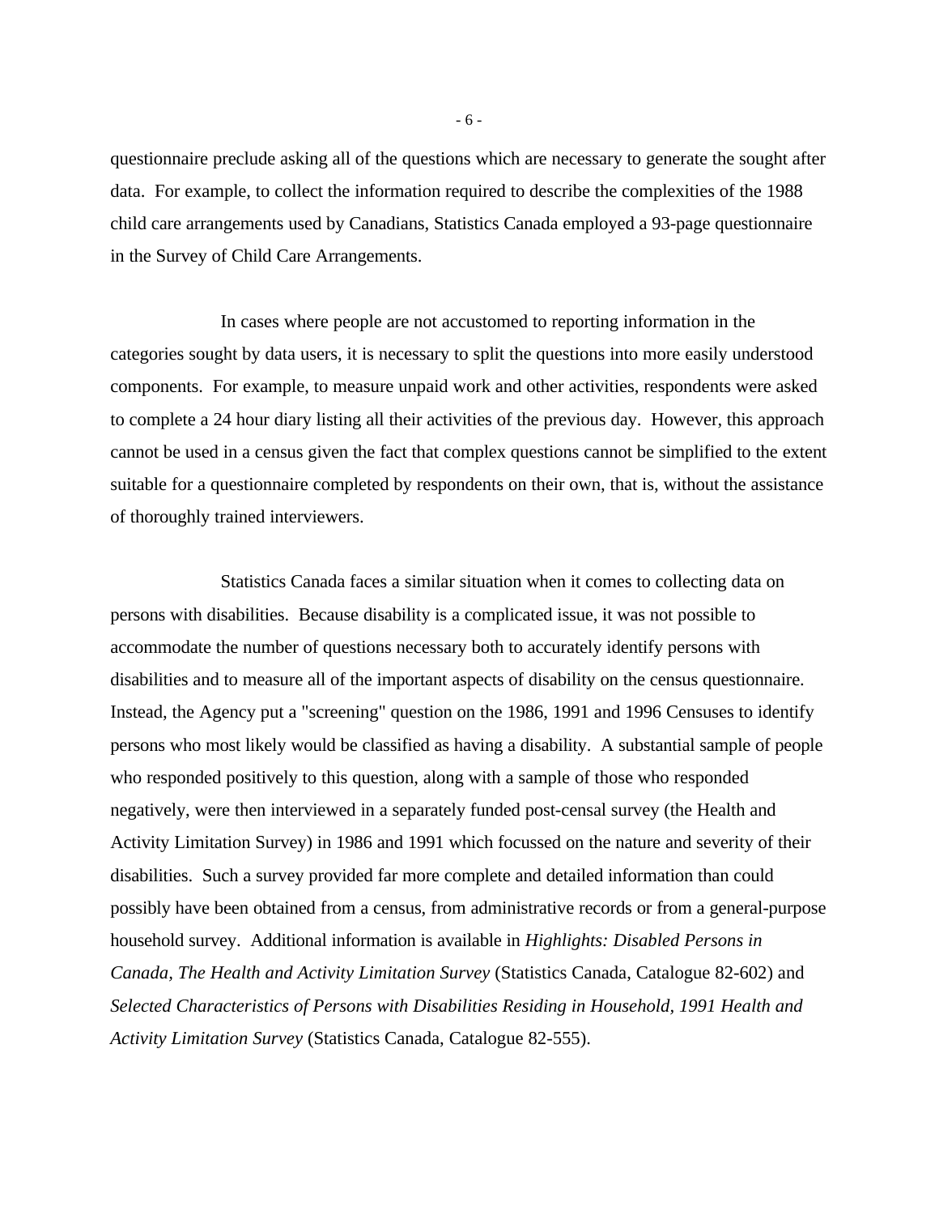questionnaire preclude asking all of the questions which are necessary to generate the sought after data. For example, to collect the information required to describe the complexities of the 1988 child care arrangements used by Canadians, Statistics Canada employed a 93-page questionnaire in the Survey of Child Care Arrangements.

In cases where people are not accustomed to reporting information in the categories sought by data users, it is necessary to split the questions into more easily understood components. For example, to measure unpaid work and other activities, respondents were asked to complete a 24 hour diary listing all their activities of the previous day. However, this approach cannot be used in a census given the fact that complex questions cannot be simplified to the extent suitable for a questionnaire completed by respondents on their own, that is, without the assistance of thoroughly trained interviewers.

Statistics Canada faces a similar situation when it comes to collecting data on persons with disabilities. Because disability is a complicated issue, it was not possible to accommodate the number of questions necessary both to accurately identify persons with disabilities and to measure all of the important aspects of disability on the census questionnaire. Instead, the Agency put a "screening" question on the 1986, 1991 and 1996 Censuses to identify persons who most likely would be classified as having a disability. A substantial sample of people who responded positively to this question, along with a sample of those who responded negatively, were then interviewed in a separately funded post-censal survey (the Health and Activity Limitation Survey) in 1986 and 1991 which focussed on the nature and severity of their disabilities. Such a survey provided far more complete and detailed information than could possibly have been obtained from a census, from administrative records or from a general-purpose household survey. Additional information is available in *Highlights: Disabled Persons in Canada, The Health and Activity Limitation Survey* (Statistics Canada, Catalogue 82-602) and *Selected Characteristics of Persons with Disabilities Residing in Household, 1991 Health and Activity Limitation Survey* (Statistics Canada, Catalogue 82-555).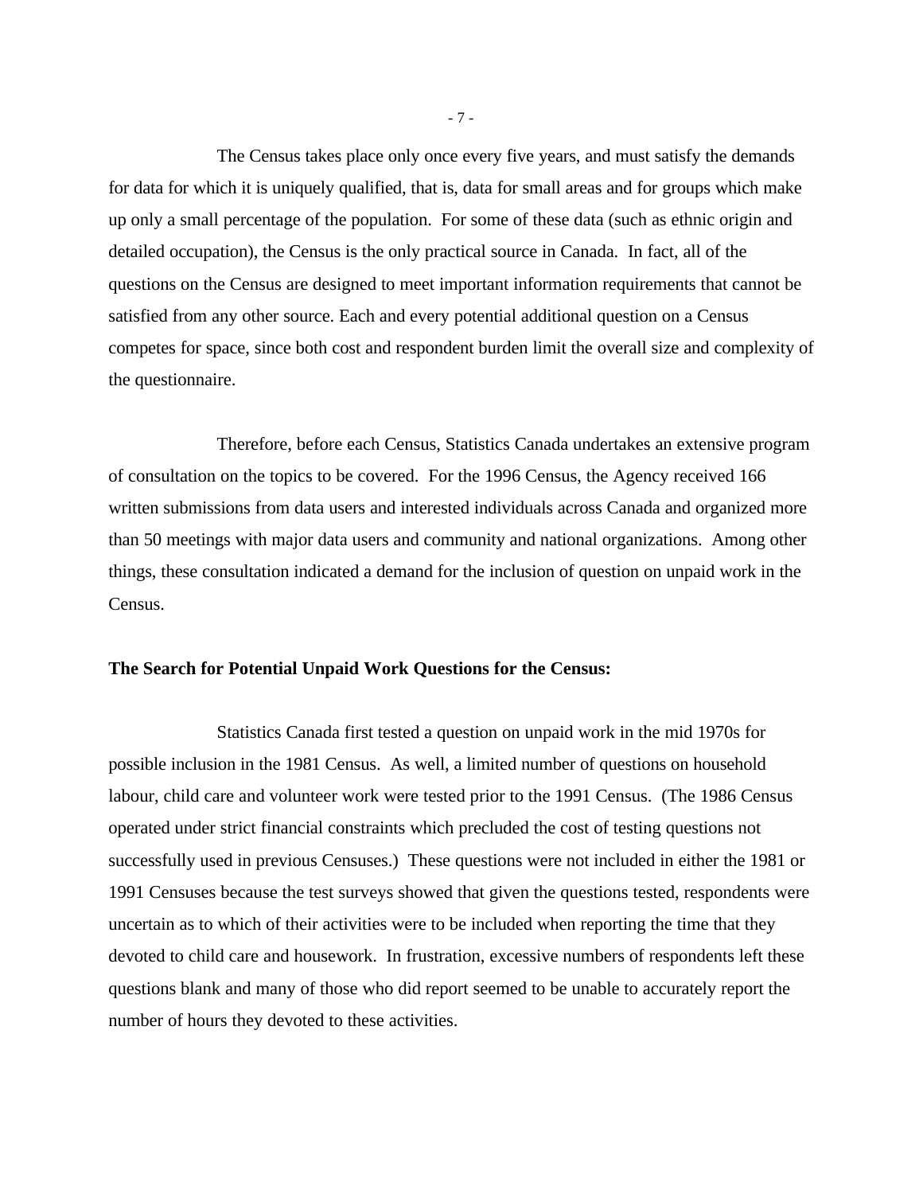The Census takes place only once every five years, and must satisfy the demands for data for which it is uniquely qualified, that is, data for small areas and for groups which make up only a small percentage of the population. For some of these data (such as ethnic origin and detailed occupation), the Census is the only practical source in Canada. In fact, all of the questions on the Census are designed to meet important information requirements that cannot be satisfied from any other source. Each and every potential additional question on a Census competes for space, since both cost and respondent burden limit the overall size and complexity of the questionnaire.

Therefore, before each Census, Statistics Canada undertakes an extensive program of consultation on the topics to be covered. For the 1996 Census, the Agency received 166 written submissions from data users and interested individuals across Canada and organized more than 50 meetings with major data users and community and national organizations. Among other things, these consultation indicated a demand for the inclusion of question on unpaid work in the Census.

**The Search for Potential Unpaid Work Questions for the Census:**

Statistics Canada first tested a question on unpaid work in the mid 1970s for possible inclusion in the 1981 Census. As well, a limited number of questions on household labour, child care and volunteer work were tested prior to the 1991 Census. (The 1986 Census operated under strict financial constraints which precluded the cost of testing questions not successfully used in previous Censuses.) These questions were not included in either the 1981 or 1991 Censuses because the test surveys showed that given the questions tested, respondents were uncertain as to which of their activities were to be included when reporting the time that they devoted to child care and housework. In frustration, excessive numbers of respondents left these questions blank and many of those who did report seemed to be unable to accurately report the number of hours they devoted to these activities.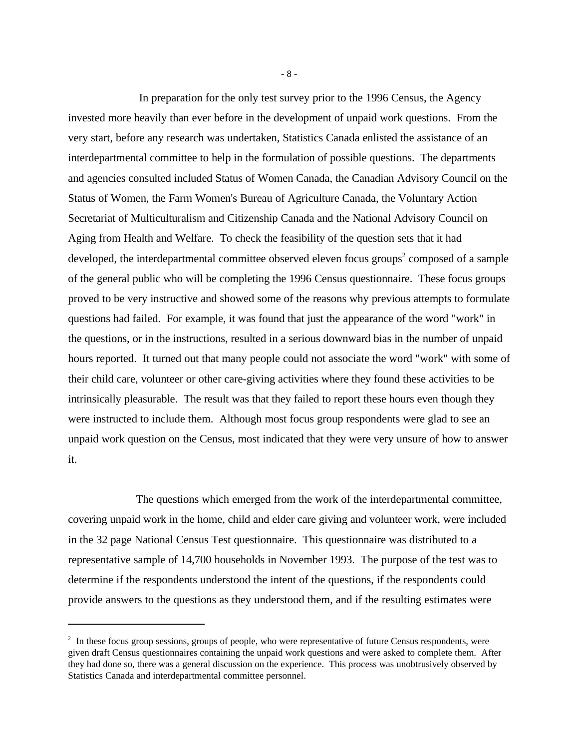In preparation for the only test survey prior to the 1996 Census, the Agency invested more heavily than ever before in the development of unpaid work questions. From the very start, before any research was undertaken, Statistics Canada enlisted the assistance of an interdepartmental committee to help in the formulation of possible questions. The departments and agencies consulted included Status of Women Canada, the Canadian Advisory Council on the Status of Women, the Farm Women's Bureau of Agriculture Canada, the Voluntary Action Secretariat of Multiculturalism and Citizenship Canada and the National Advisory Council on Aging from Health and Welfare. To check the feasibility of the question sets that it had developed, the interdepartmental committee observed eleven focus groups[2] composed of a sample of the general public who will be completing the 1996 Census questionnaire. These focus groups proved to be very instructive and showed some of the reasons why previous attempts to formulate questions had failed. For example, it was found that just the appearance of the word "work" in the questions, or in the instructions, resulted in a serious downward bias in the number of unpaid hours reported. It turned out that many people could not associate the word "work" with some of their child care, volunteer or other care-giving activities where they found these activities to be intrinsically pleasurable. The result was that they failed to report these hours even though they were instructed to include them. Although most focus group respondents were glad to see an unpaid work question on the Census, most indicated that they were very unsure of how to answer it.

The questions which emerged from the work of the interdepartmental committee, covering unpaid work in the home, child and elder care giving and volunteer work, were included in the 32 page National Census Test questionnaire. This questionnaire was distributed to a representative sample of 14,700 households in November 1993. The purpose of the test was to determine if the respondents understood the intent of the questions, if the respondents could provide answers to the questions as they understood them, and if the resulting estimates were

---

[2] In these focus group sessions, groups of people, who were representative of future Census respondents, were given draft Census questionnaires containing the unpaid work questions and were asked to complete them. After they had done so, there was a general discussion on the experience. This process was unobtrusively observed by Statistics Canada and interdepartmental committee personnel.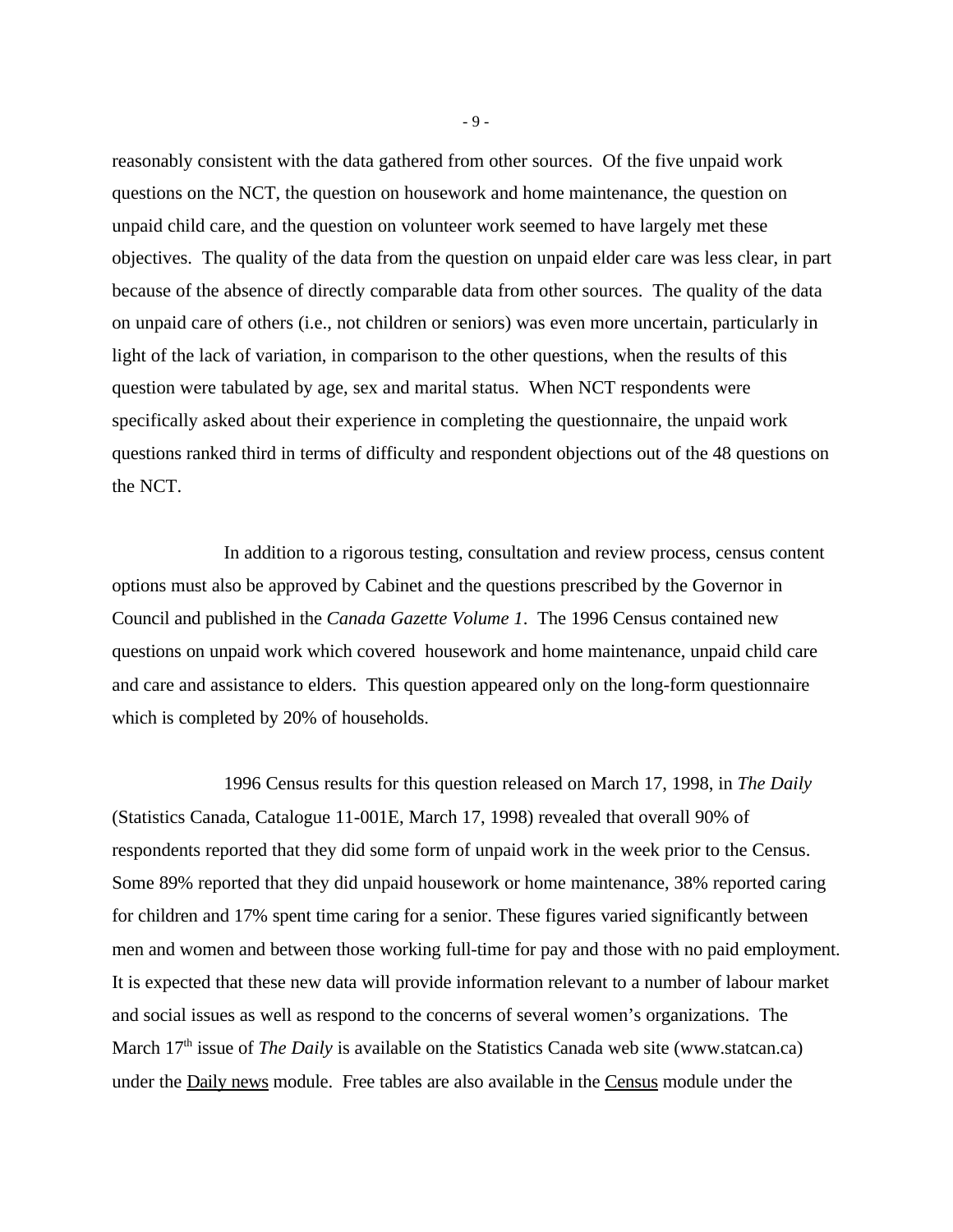reasonably consistent with the data gathered from other sources. Of the five unpaid work questions on the NCT, the question on housework and home maintenance, the question on unpaid child care, and the question on volunteer work seemed to have largely met these objectives. The quality of the data from the question on unpaid elder care was less clear, in part because of the absence of directly comparable data from other sources. The quality of the data on unpaid care of others (i.e., not children or seniors) was even more uncertain, particularly in light of the lack of variation, in comparison to the other questions, when the results of this question were tabulated by age, sex and marital status. When NCT respondents were specifically asked about their experience in completing the questionnaire, the unpaid work questions ranked third in terms of difficulty and respondent objections out of the 48 questions on the NCT.

In addition to a rigorous testing, consultation and review process, census content options must also be approved by Cabinet and the questions prescribed by the Governor in Council and published in the *Canada Gazette Volume 1*. The 1996 Census contained new questions on unpaid work which covered housework and home maintenance, unpaid child care and care and assistance to elders. This question appeared only on the long-form questionnaire which is completed by 20% of households.

1996 Census results for this question released on March 17, 1998, in *The Daily* (Statistics Canada, Catalogue 11-001E, March 17, 1998) revealed that overall 90% of respondents reported that they did some form of unpaid work in the week prior to the Census. Some 89% reported that they did unpaid housework or home maintenance, 38% reported caring for children and 17% spent time caring for a senior. These figures varied significantly between men and women and between those working full-time for pay and those with no paid employment. It is expected that these new data will provide information relevant to a number of labour market and social issues as well as respond to the concerns of several women's organizations. The March 17th issue of *The Daily* is available on the Statistics Canada web site (www.statcan.ca) under the Daily news module. Free tables are also available in the Census module under the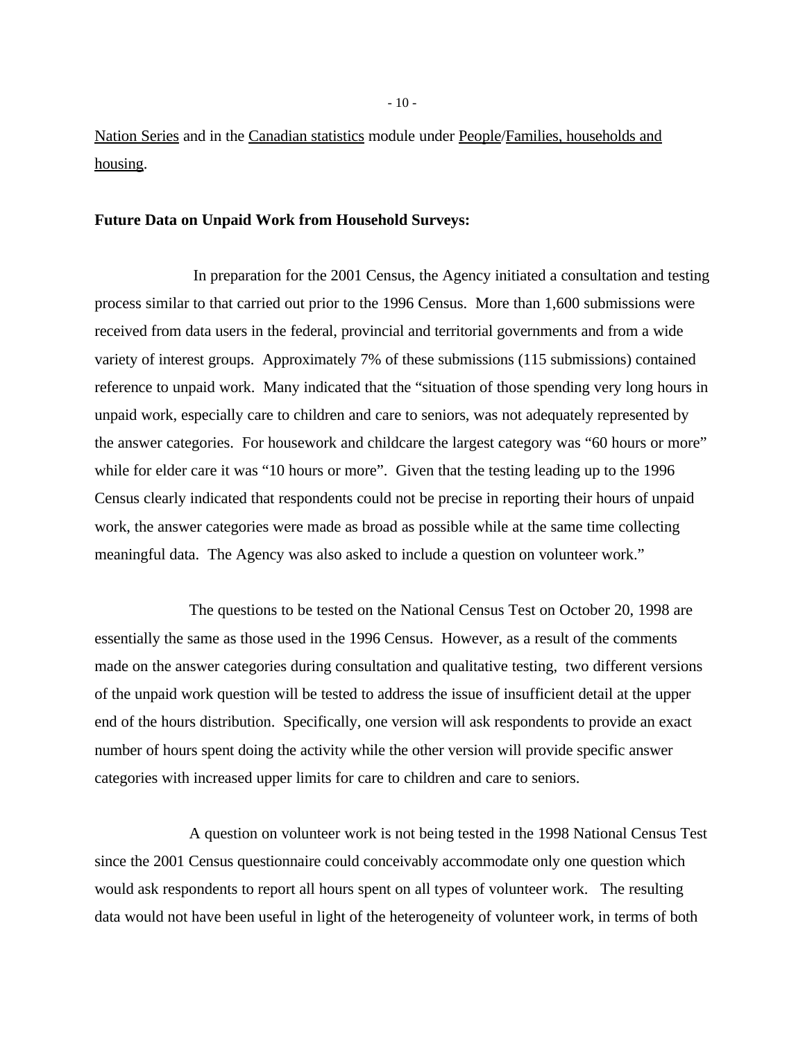Nation Series and in the Canadian statistics module under People/Families, households and housing.

**Future Data on Unpaid Work from Household Surveys:**

In preparation for the 2001 Census, the Agency initiated a consultation and testing process similar to that carried out prior to the 1996 Census. More than 1,600 submissions were received from data users in the federal, provincial and territorial governments and from a wide variety of interest groups. Approximately 7% of these submissions (115 submissions) contained reference to unpaid work. Many indicated that the "situation of those spending very long hours in unpaid work, especially care to children and care to seniors, was not adequately represented by the answer categories. For housework and childcare the largest category was "60 hours or more" while for elder care it was "10 hours or more". Given that the testing leading up to the 1996 Census clearly indicated that respondents could not be precise in reporting their hours of unpaid work, the answer categories were made as broad as possible while at the same time collecting meaningful data. The Agency was also asked to include a question on volunteer work."

The questions to be tested on the National Census Test on October 20, 1998 are essentially the same as those used in the 1996 Census. However, as a result of the comments made on the answer categories during consultation and qualitative testing, two different versions of the unpaid work question will be tested to address the issue of insufficient detail at the upper end of the hours distribution. Specifically, one version will ask respondents to provide an exact number of hours spent doing the activity while the other version will provide specific answer categories with increased upper limits for care to children and care to seniors.

A question on volunteer work is not being tested in the 1998 National Census Test since the 2001 Census questionnaire could conceivably accommodate only one question which would ask respondents to report all hours spent on all types of volunteer work. The resulting data would not have been useful in light of the heterogeneity of volunteer work, in terms of both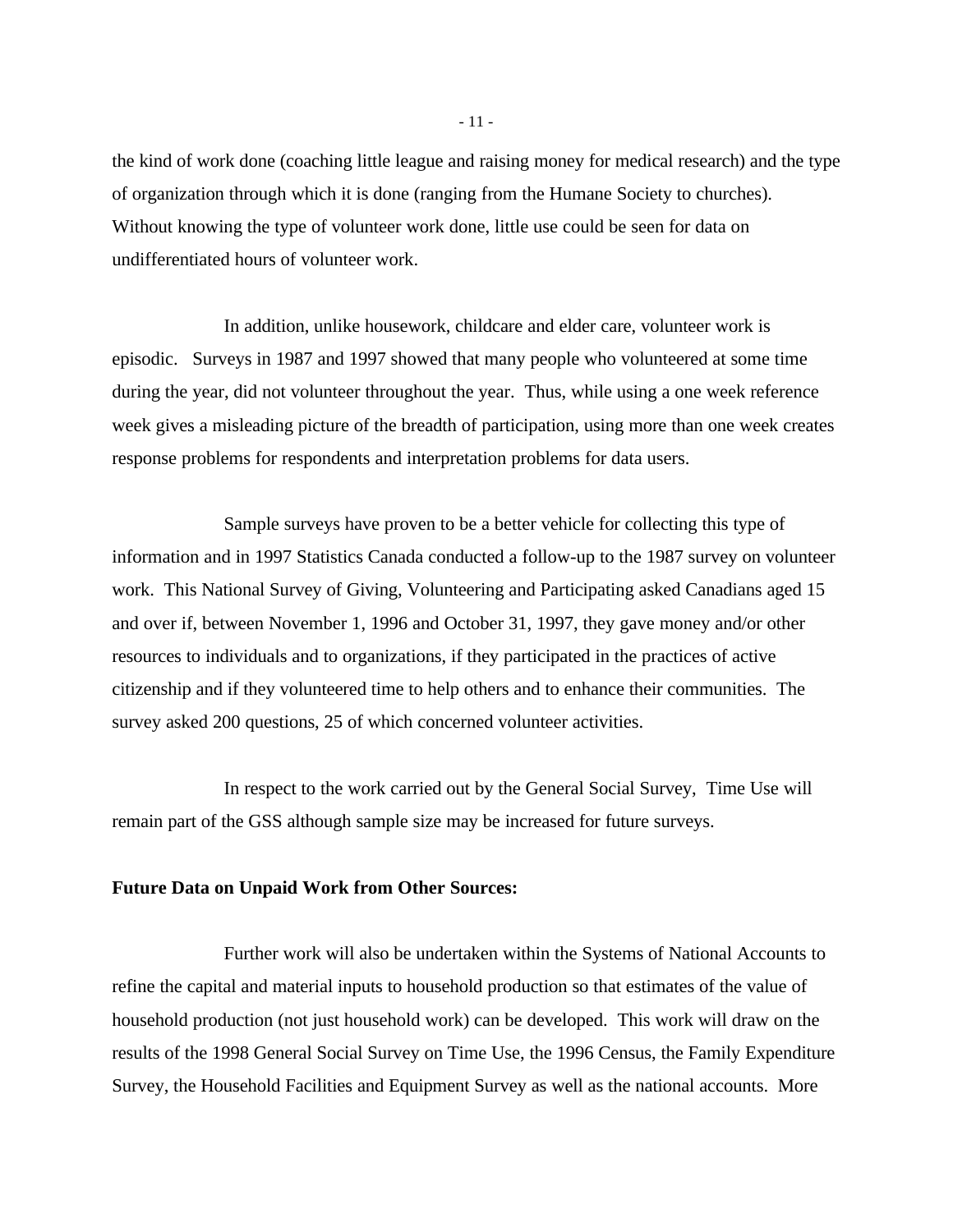the kind of work done (coaching little league and raising money for medical research) and the type of organization through which it is done (ranging from the Humane Society to churches). Without knowing the type of volunteer work done, little use could be seen for data on undifferentiated hours of volunteer work.

In addition, unlike housework, childcare and elder care, volunteer work is episodic. Surveys in 1987 and 1997 showed that many people who volunteered at some time during the year, did not volunteer throughout the year. Thus, while using a one week reference week gives a misleading picture of the breadth of participation, using more than one week creates response problems for respondents and interpretation problems for data users.

Sample surveys have proven to be a better vehicle for collecting this type of information and in 1997 Statistics Canada conducted a follow-up to the 1987 survey on volunteer work. This National Survey of Giving, Volunteering and Participating asked Canadians aged 15 and over if, between November 1, 1996 and October 31, 1997, they gave money and/or other resources to individuals and to organizations, if they participated in the practices of active citizenship and if they volunteered time to help others and to enhance their communities. The survey asked 200 questions, 25 of which concerned volunteer activities.

In respect to the work carried out by the General Social Survey, Time Use will remain part of the GSS although sample size may be increased for future surveys.

**Future Data on Unpaid Work from Other Sources:**

Further work will also be undertaken within the Systems of National Accounts to refine the capital and material inputs to household production so that estimates of the value of household production (not just household work) can be developed. This work will draw on the results of the 1998 General Social Survey on Time Use, the 1996 Census, the Family Expenditure Survey, the Household Facilities and Equipment Survey as well as the national accounts. More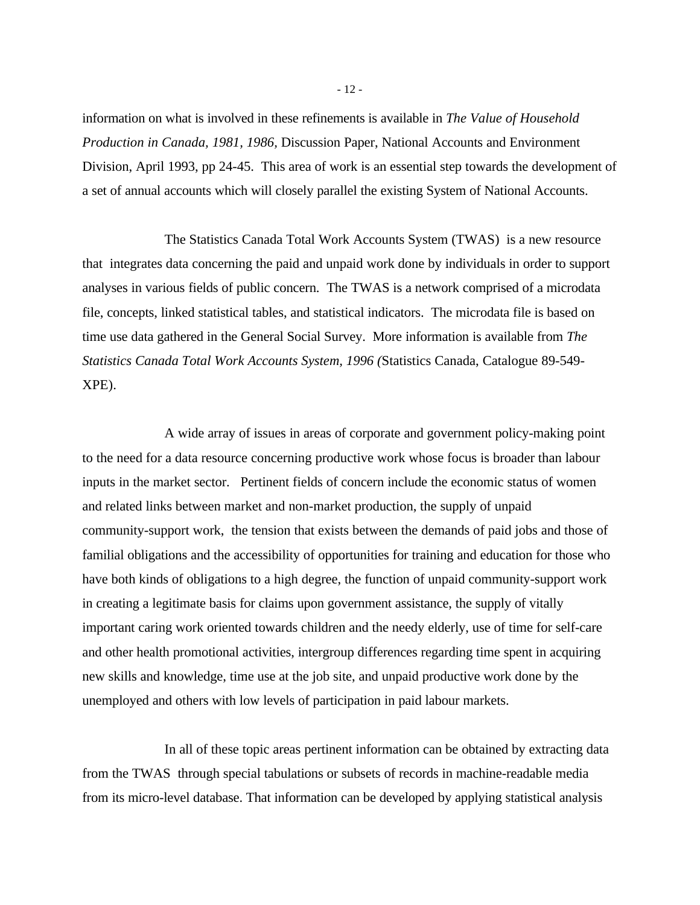information on what is involved in these refinements is available in *The Value of Household Production in Canada, 1981, 1986,* Discussion Paper, National Accounts and Environment Division, April 1993, pp 24-45. This area of work is an essential step towards the development of a set of annual accounts which will closely parallel the existing System of National Accounts.

The Statistics Canada Total Work Accounts System (TWAS) is a new resource that integrates data concerning the paid and unpaid work done by individuals in order to support analyses in various fields of public concern. The TWAS is a network comprised of a microdata file, concepts, linked statistical tables, and statistical indicators. The microdata file is based on time use data gathered in the General Social Survey. More information is available from *The Statistics Canada Total Work Accounts System, 1996 (*Statistics Canada, Catalogue 89-549-XPE).

A wide array of issues in areas of corporate and government policy-making point to the need for a data resource concerning productive work whose focus is broader than labour inputs in the market sector. Pertinent fields of concern include the economic status of women and related links between market and non-market production, the supply of unpaid community-support work, the tension that exists between the demands of paid jobs and those of familial obligations and the accessibility of opportunities for training and education for those who have both kinds of obligations to a high degree, the function of unpaid community-support work in creating a legitimate basis for claims upon government assistance, the supply of vitally important caring work oriented towards children and the needy elderly, use of time for self-care and other health promotional activities, intergroup differences regarding time spent in acquiring new skills and knowledge, time use at the job site, and unpaid productive work done by the unemployed and others with low levels of participation in paid labour markets.

In all of these topic areas pertinent information can be obtained by extracting data from the TWAS through special tabulations or subsets of records in machine-readable media from its micro-level database. That information can be developed by applying statistical analysis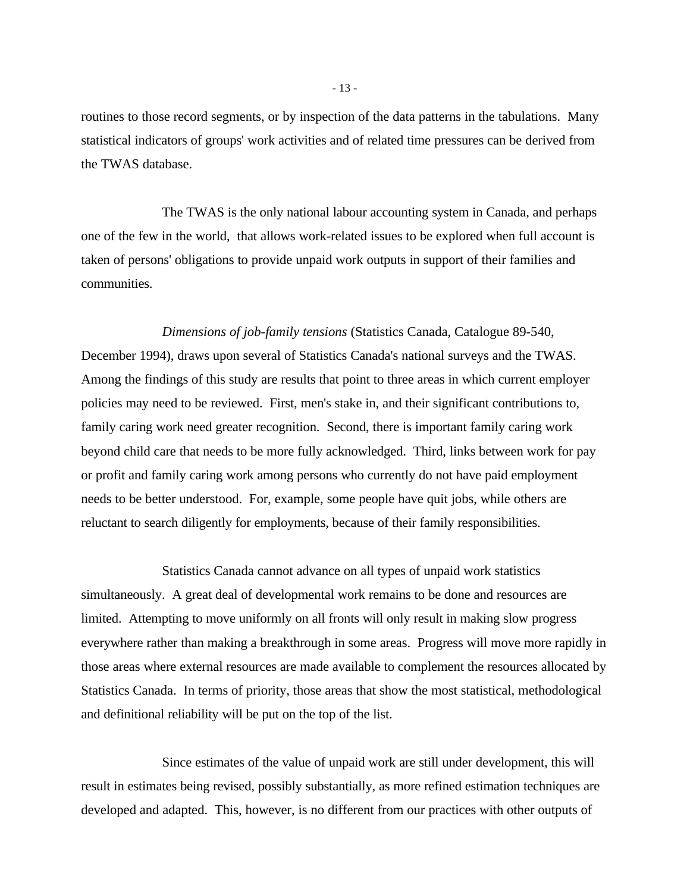routines to those record segments, or by inspection of the data patterns in the tabulations. Many statistical indicators of groups' work activities and of related time pressures can be derived from the TWAS database.

The TWAS is the only national labour accounting system in Canada, and perhaps one of the few in the world, that allows work-related issues to be explored when full account is taken of persons' obligations to provide unpaid work outputs in support of their families and communities.

*Dimensions of job-family tensions* (Statistics Canada, Catalogue 89-540, December 1994), draws upon several of Statistics Canada's national surveys and the TWAS. Among the findings of this study are results that point to three areas in which current employer policies may need to be reviewed. First, men's stake in, and their significant contributions to, family caring work need greater recognition. Second, there is important family caring work beyond child care that needs to be more fully acknowledged. Third, links between work for pay or profit and family caring work among persons who currently do not have paid employment needs to be better understood. For, example, some people have quit jobs, while others are reluctant to search diligently for employments, because of their family responsibilities.

Statistics Canada cannot advance on all types of unpaid work statistics simultaneously. A great deal of developmental work remains to be done and resources are limited. Attempting to move uniformly on all fronts will only result in making slow progress everywhere rather than making a breakthrough in some areas. Progress will move more rapidly in those areas where external resources are made available to complement the resources allocated by Statistics Canada. In terms of priority, those areas that show the most statistical, methodological and definitional reliability will be put on the top of the list.

Since estimates of the value of unpaid work are still under development, this will result in estimates being revised, possibly substantially, as more refined estimation techniques are developed and adapted. This, however, is no different from our practices with other outputs of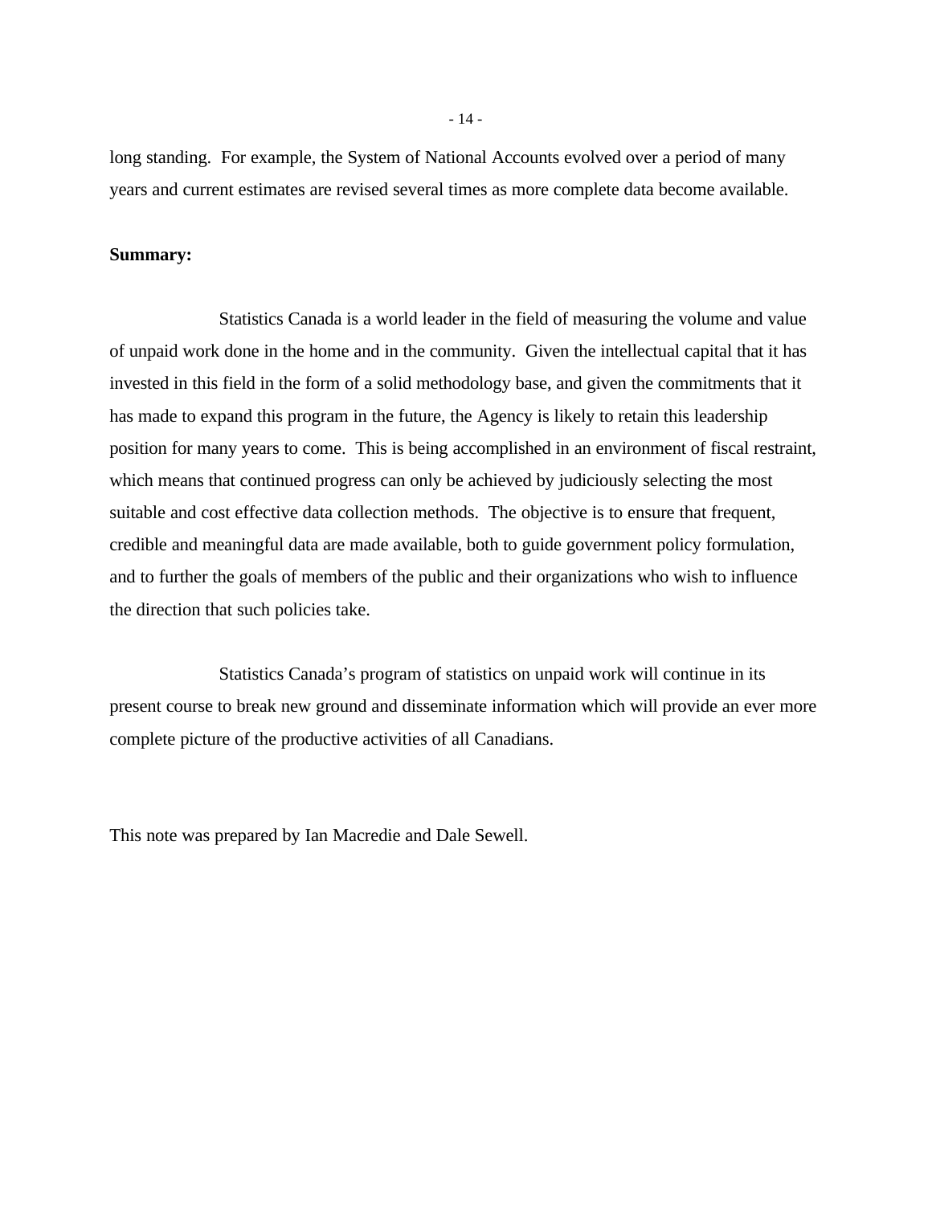long standing. For example, the System of National Accounts evolved over a period of many years and current estimates are revised several times as more complete data become available.

**Summary:**

Statistics Canada is a world leader in the field of measuring the volume and value of unpaid work done in the home and in the community. Given the intellectual capital that it has invested in this field in the form of a solid methodology base, and given the commitments that it has made to expand this program in the future, the Agency is likely to retain this leadership position for many years to come. This is being accomplished in an environment of fiscal restraint, which means that continued progress can only be achieved by judiciously selecting the most suitable and cost effective data collection methods. The objective is to ensure that frequent, credible and meaningful data are made available, both to guide government policy formulation, and to further the goals of members of the public and their organizations who wish to influence the direction that such policies take.

Statistics Canada's program of statistics on unpaid work will continue in its present course to break new ground and disseminate information which will provide an ever more complete picture of the productive activities of all Canadians.

This note was prepared by Ian Macredie and Dale Sewell.